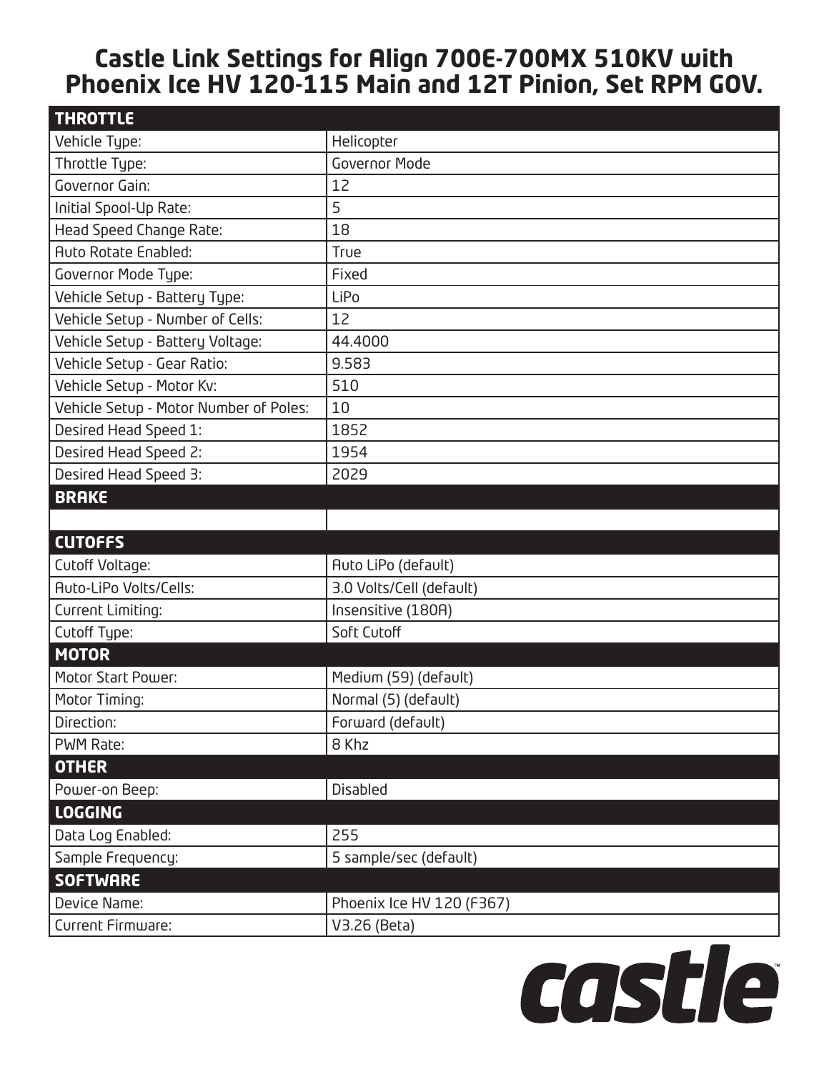# Castle Link Settings for Align 700E-700MX 510KV with Phoenix Ice HV 120-115 Main and 12T Pinion, Set RPM GOV.

| THROTTLE | |
|---|---|
| Vehicle Type: | Helicopter |
| Throttle Type: | Governor Mode |
| Governor Gain: | 12 |
| Initial Spool-Up Rate: | 5 |
| Head Speed Change Rate: | 18 |
| Auto Rotate Enabled: | True |
| Governor Mode Type: | Fixed |
| Vehicle Setup - Battery Type: | LiPo |
| Vehicle Setup - Number of Cells: | 12 |
| Vehicle Setup - Battery Voltage: | 44.4000 |
| Vehicle Setup - Gear Ratio: | 9.583 |
| Vehicle Setup - Motor Kv: | 510 |
| Vehicle Setup - Motor Number of Poles: | 10 |
| Desired Head Speed 1: | 1852 |
| Desired Head Speed 2: | 1954 |
| Desired Head Speed 3: | 2029 |
| **BRAKE** | |
| | |
| **CUTOFFS** | |
| Cutoff Voltage: | Auto LiPo (default) |
| Auto-LiPo Volts/Cells: | 3.0 Volts/Cell (default) |
| Current Limiting: | Insensitive (180A) |
| Cutoff Type: | Soft Cutoff |
| **MOTOR** | |
| Motor Start Power: | Medium (59) (default) |
| Motor Timing: | Normal (5) (default) |
| Direction: | Forward (default) |
| PWM Rate: | 8 Khz |
| **OTHER** | |
| Power-on Beep: | Disabled |
| **LOGGING** | |
| Data Log Enabled: | 255 |
| Sample Frequency: | 5 sample/sec (default) |
| **SOFTWARE** | |
| Device Name: | Phoenix Ice HV 120 (F367) |
| Current Firmware: | V3.26 (Beta) |

castle™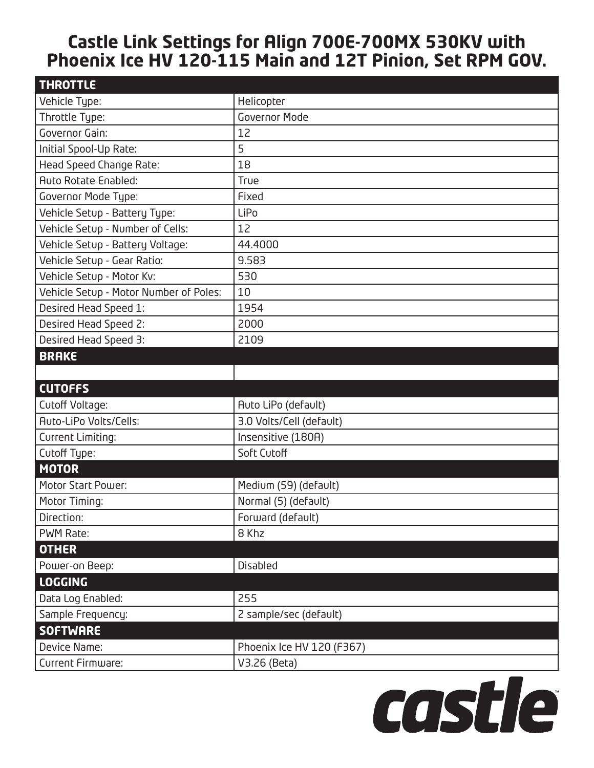# Castle Link Settings for Align 700E-700MX 530KV with Phoenix Ice HV 120-115 Main and 12T Pinion, Set RPM GOV.

| | |
|---|---|
| **THROTTLE** | |
| Vehicle Type: | Helicopter |
| Throttle Type: | Governor Mode |
| Governor Gain: | 12 |
| Initial Spool-Up Rate: | 5 |
| Head Speed Change Rate: | 18 |
| Auto Rotate Enabled: | True |
| Governor Mode Type: | Fixed |
| Vehicle Setup - Battery Type: | LiPo |
| Vehicle Setup - Number of Cells: | 12 |
| Vehicle Setup - Battery Voltage: | 44.4000 |
| Vehicle Setup - Gear Ratio: | 9.583 |
| Vehicle Setup - Motor Kv: | 530 |
| Vehicle Setup - Motor Number of Poles: | 10 |
| Desired Head Speed 1: | 1954 |
| Desired Head Speed 2: | 2000 |
| Desired Head Speed 3: | 2109 |
| **BRAKE** | |
| | |
| **CUTOFFS** | |
| Cutoff Voltage: | Auto LiPo (default) |
| Auto-LiPo Volts/Cells: | 3.0 Volts/Cell (default) |
| Current Limiting: | Insensitive (180A) |
| Cutoff Type: | Soft Cutoff |
| **MOTOR** | |
| Motor Start Power: | Medium (59) (default) |
| Motor Timing: | Normal (5) (default) |
| Direction: | Forward (default) |
| PWM Rate: | 8 Khz |
| **OTHER** | |
| Power-on Beep: | Disabled |
| **LOGGING** | |
| Data Log Enabled: | 255 |
| Sample Frequency: | 2 sample/sec (default) |
| **SOFTWARE** | |
| Device Name: | Phoenix Ice HV 120 (F367) |
| Current Firmware: | V3.26 (Beta) |

castle™